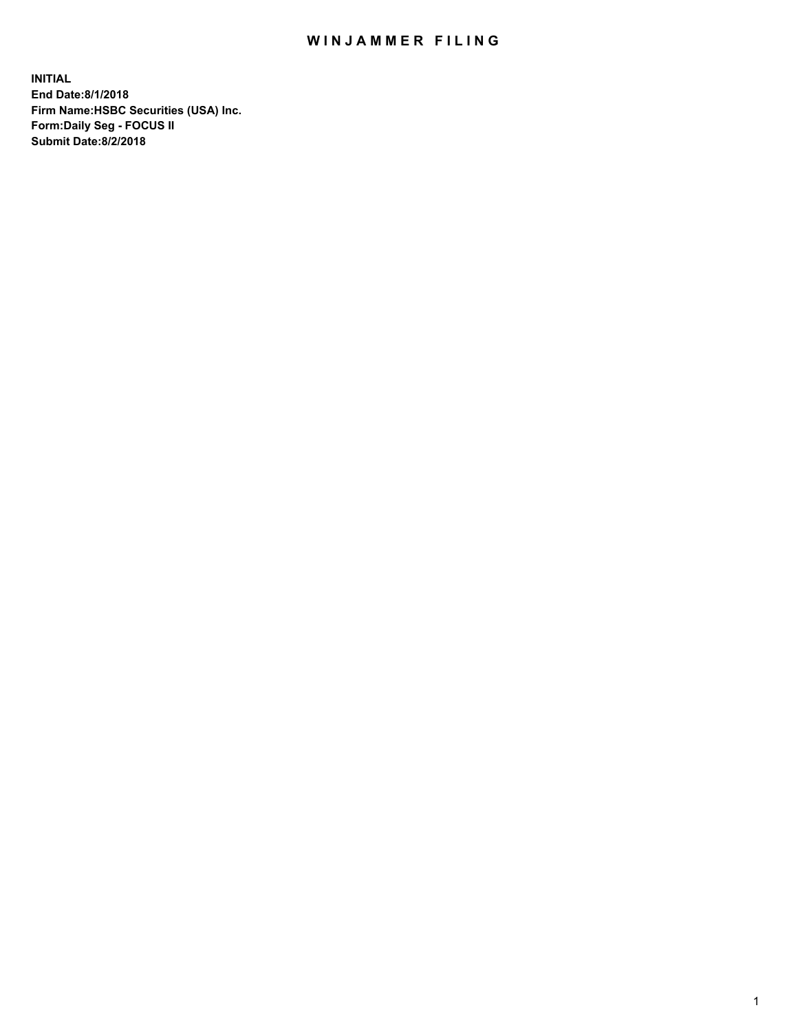# WINJAMMER FILING

**INITIAL**
**End Date:8/1/2018**
**Firm Name:HSBC Securities (USA) Inc.**
**Form:Daily Seg - FOCUS II**
**Submit Date:8/2/2018**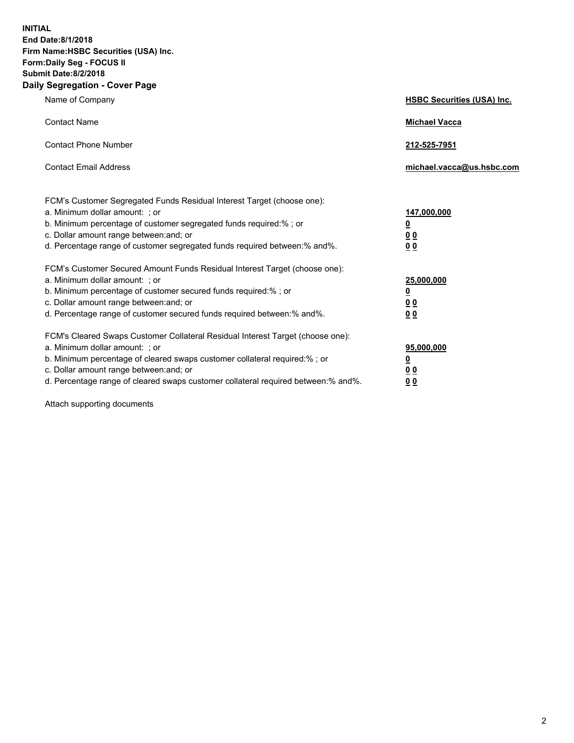**INITIAL**
**End Date:8/1/2018**
**Firm Name:HSBC Securities (USA) Inc.**
**Form:Daily Seg - FOCUS II**
**Submit Date:8/2/2018**

## Daily Segregation - Cover Page

| | |
|---|---|
| Name of Company | **HSBC Securities (USA) Inc.** |
| Contact Name | **Michael Vacca** |
| Contact Phone Number | **212-525-7951** |
| Contact Email Address | **michael.vacca@us.hsbc.com** |

FCM's Customer Segregated Funds Residual Interest Target (choose one):

| | |
|---|---|
| a. Minimum dollar amount: ; or | **147,000,000** |
| b. Minimum percentage of customer segregated funds required:% ; or | **0** |
| c. Dollar amount range between:and; or | **0 0** |
| d. Percentage range of customer segregated funds required between:% and%. | **0 0** |

FCM's Customer Secured Amount Funds Residual Interest Target (choose one):

| | |
|---|---|
| a. Minimum dollar amount: ; or | **25,000,000** |
| b. Minimum percentage of customer secured funds required:% ; or | **0** |
| c. Dollar amount range between:and; or | **0 0** |
| d. Percentage range of customer secured funds required between:% and%. | **0 0** |

FCM's Cleared Swaps Customer Collateral Residual Interest Target (choose one):

| | |
|---|---|
| a. Minimum dollar amount: ; or | **95,000,000** |
| b. Minimum percentage of cleared swaps customer collateral required:% ; or | **0** |
| c. Dollar amount range between:and; or | **0 0** |
| d. Percentage range of cleared swaps customer collateral required between:% and%. | **0 0** |

Attach supporting documents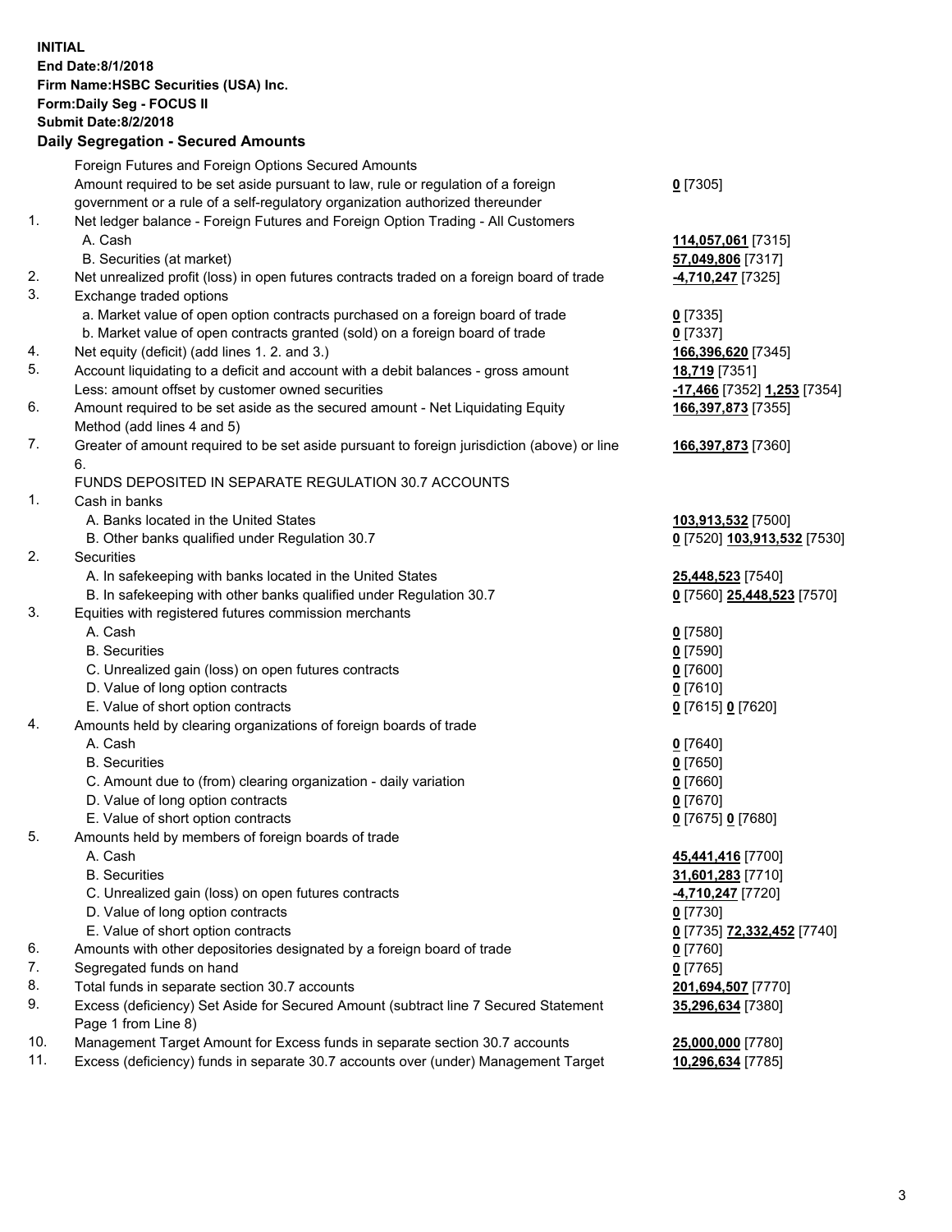**INITIAL**
**End Date:8/1/2018**
**Firm Name:HSBC Securities (USA) Inc.**
**Form:Daily Seg - FOCUS II**
**Submit Date:8/2/2018**

**Daily Segregation - Secured Amounts**

| | | |
|---|---|---|
| | Foreign Futures and Foreign Options Secured Amounts | |
| | Amount required to be set aside pursuant to law, rule or regulation of a foreign government or a rule of a self-regulatory organization authorized thereunder | **0** [7305] |
| 1. | Net ledger balance - Foreign Futures and Foreign Option Trading - All Customers | |
| | A. Cash | **114,057,061** [7315] |
| | B. Securities (at market) | **57,049,806** [7317] |
| 2. | Net unrealized profit (loss) in open futures contracts traded on a foreign board of trade | **-4,710,247** [7325] |
| 3. | Exchange traded options | |
| | a. Market value of open option contracts purchased on a foreign board of trade | **0** [7335] |
| | b. Market value of open contracts granted (sold) on a foreign board of trade | **0** [7337] |
| 4. | Net equity (deficit) (add lines 1. 2. and 3.) | **166,396,620** [7345] |
| 5. | Account liquidating to a deficit and account with a debit balances - gross amount | **18,719** [7351] |
| | Less: amount offset by customer owned securities | **-17,466** [7352] **1,253** [7354] |
| 6. | Amount required to be set aside as the secured amount - Net Liquidating Equity Method (add lines 4 and 5) | **166,397,873** [7355] |
| 7. | Greater of amount required to be set aside pursuant to foreign jurisdiction (above) or line 6. | **166,397,873** [7360] |
| | FUNDS DEPOSITED IN SEPARATE REGULATION 30.7 ACCOUNTS | |
| 1. | Cash in banks | |
| | A. Banks located in the United States | **103,913,532** [7500] |
| | B. Other banks qualified under Regulation 30.7 | **0** [7520] **103,913,532** [7530] |
| 2. | Securities | |
| | A. In safekeeping with banks located in the United States | **25,448,523** [7540] |
| | B. In safekeeping with other banks qualified under Regulation 30.7 | **0** [7560] **25,448,523** [7570] |
| 3. | Equities with registered futures commission merchants | |
| | A. Cash | **0** [7580] |
| | B. Securities | **0** [7590] |
| | C. Unrealized gain (loss) on open futures contracts | **0** [7600] |
| | D. Value of long option contracts | **0** [7610] |
| | E. Value of short option contracts | **0** [7615] **0** [7620] |
| 4. | Amounts held by clearing organizations of foreign boards of trade | |
| | A. Cash | **0** [7640] |
| | B. Securities | **0** [7650] |
| | C. Amount due to (from) clearing organization - daily variation | **0** [7660] |
| | D. Value of long option contracts | **0** [7670] |
| | E. Value of short option contracts | **0** [7675] **0** [7680] |
| 5. | Amounts held by members of foreign boards of trade | |
| | A. Cash | **45,441,416** [7700] |
| | B. Securities | **31,601,283** [7710] |
| | C. Unrealized gain (loss) on open futures contracts | **-4,710,247** [7720] |
| | D. Value of long option contracts | **0** [7730] |
| | E. Value of short option contracts | **0** [7735] **72,332,452** [7740] |
| 6. | Amounts with other depositories designated by a foreign board of trade | **0** [7760] |
| 7. | Segregated funds on hand | **0** [7765] |
| 8. | Total funds in separate section 30.7 accounts | **201,694,507** [7770] |
| 9. | Excess (deficiency) Set Aside for Secured Amount (subtract line 7 Secured Statement Page 1 from Line 8) | **35,296,634** [7380] |
| 10. | Management Target Amount for Excess funds in separate section 30.7 accounts | **25,000,000** [7780] |
| 11. | Excess (deficiency) funds in separate 30.7 accounts over (under) Management Target | **10,296,634** [7785] |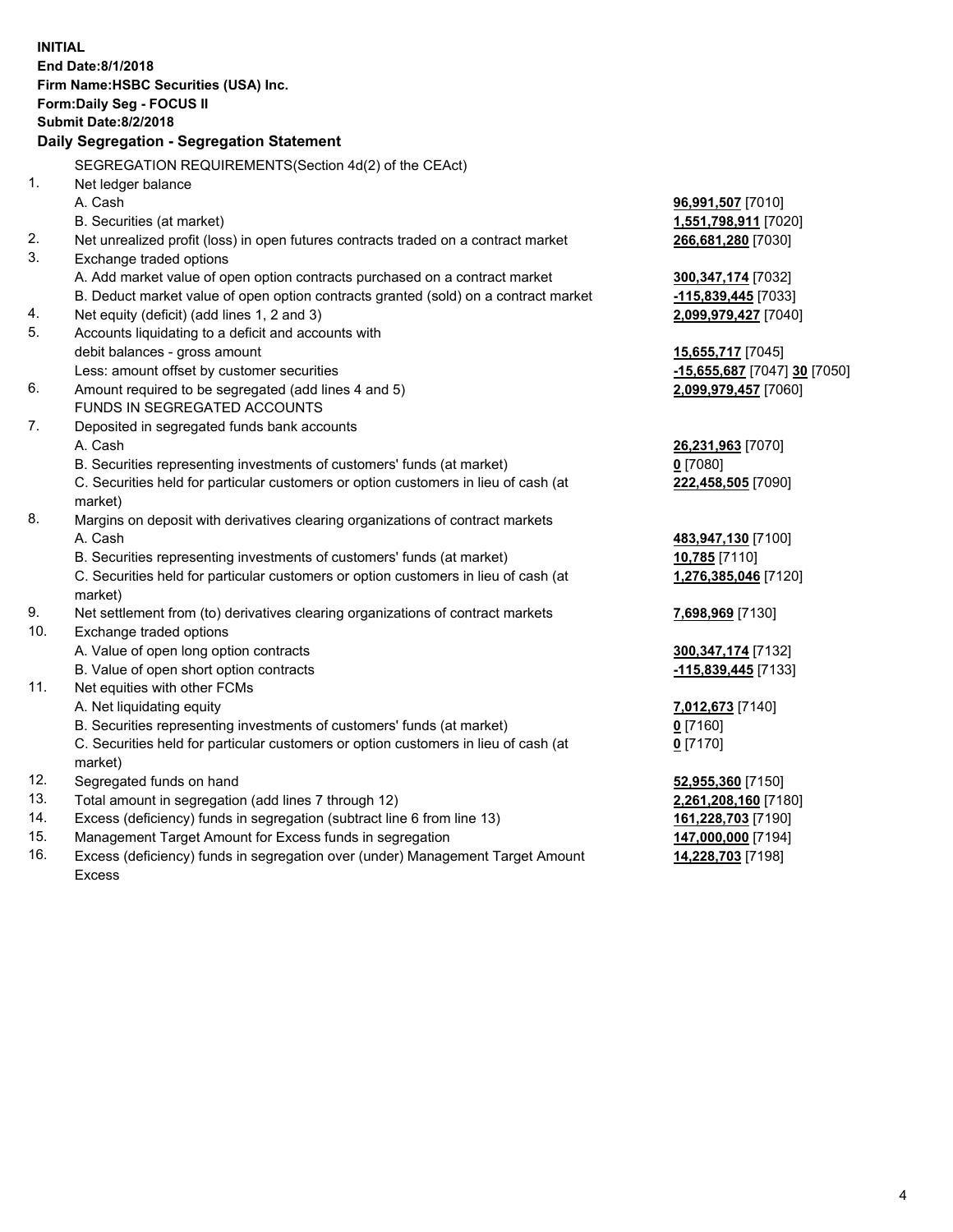**INITIAL**
**End Date:8/1/2018**
**Firm Name:HSBC Securities (USA) Inc.**
**Form:Daily Seg - FOCUS II**
**Submit Date:8/2/2018**

## Daily Segregation - Segregation Statement

SEGREGATION REQUIREMENTS(Section 4d(2) of the CEAct)

| | | |
|---|---|---|
| 1. | Net ledger balance | |
| | A. Cash | **96,991,507** [7010] |
| | B. Securities (at market) | **1,551,798,911** [7020] |
| 2. | Net unrealized profit (loss) in open futures contracts traded on a contract market | **266,681,280** [7030] |
| 3. | Exchange traded options | |
| | A. Add market value of open option contracts purchased on a contract market | **300,347,174** [7032] |
| | B. Deduct market value of open option contracts granted (sold) on a contract market | **-115,839,445** [7033] |
| 4. | Net equity (deficit) (add lines 1, 2 and 3) | **2,099,979,427** [7040] |
| 5. | Accounts liquidating to a deficit and accounts with debit balances - gross amount | **15,655,717** [7045] |
| | Less: amount offset by customer securities | **-15,655,687** [7047] **30** [7050] |
| 6. | Amount required to be segregated (add lines 4 and 5) | **2,099,979,457** [7060] |
| | FUNDS IN SEGREGATED ACCOUNTS | |
| 7. | Deposited in segregated funds bank accounts | |
| | A. Cash | **26,231,963** [7070] |
| | B. Securities representing investments of customers' funds (at market) | **0** [7080] |
| | C. Securities held for particular customers or option customers in lieu of cash (at market) | **222,458,505** [7090] |
| 8. | Margins on deposit with derivatives clearing organizations of contract markets | |
| | A. Cash | **483,947,130** [7100] |
| | B. Securities representing investments of customers' funds (at market) | **10,785** [7110] |
| | C. Securities held for particular customers or option customers in lieu of cash (at market) | **1,276,385,046** [7120] |
| 9. | Net settlement from (to) derivatives clearing organizations of contract markets | **7,698,969** [7130] |
| 10. | Exchange traded options | |
| | A. Value of open long option contracts | **300,347,174** [7132] |
| | B. Value of open short option contracts | **-115,839,445** [7133] |
| 11. | Net equities with other FCMs | |
| | A. Net liquidating equity | **7,012,673** [7140] |
| | B. Securities representing investments of customers' funds (at market) | **0** [7160] |
| | C. Securities held for particular customers or option customers in lieu of cash (at market) | **0** [7170] |
| 12. | Segregated funds on hand | **52,955,360** [7150] |
| 13. | Total amount in segregation (add lines 7 through 12) | **2,261,208,160** [7180] |
| 14. | Excess (deficiency) funds in segregation (subtract line 6 from line 13) | **161,228,703** [7190] |
| 15. | Management Target Amount for Excess funds in segregation | **147,000,000** [7194] |
| 16. | Excess (deficiency) funds in segregation over (under) Management Target Amount Excess | **14,228,703** [7198] |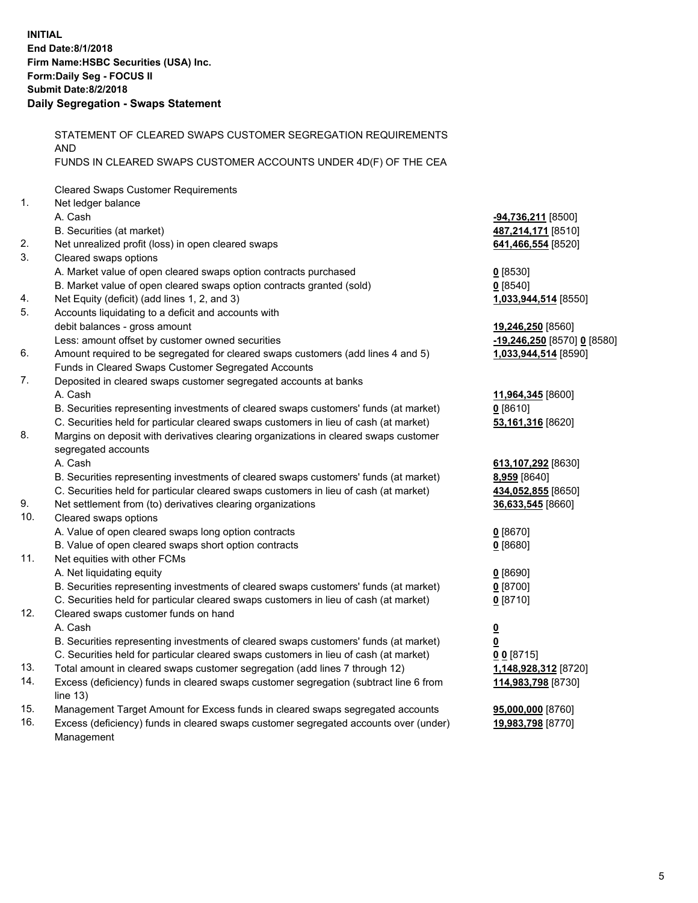**INITIAL**
**End Date:8/1/2018**
**Firm Name:HSBC Securities (USA) Inc.**
**Form:Daily Seg - FOCUS II**
**Submit Date:8/2/2018**
**Daily Segregation - Swaps Statement**

STATEMENT OF CLEARED SWAPS CUSTOMER SEGREGATION REQUIREMENTS AND FUNDS IN CLEARED SWAPS CUSTOMER ACCOUNTS UNDER 4D(F) OF THE CEA

| | | |
|---|---|---|
| | Cleared Swaps Customer Requirements | |
| 1. | Net ledger balance | |
| | A. Cash | **-94,736,211** [8500] |
| | B. Securities (at market) | **487,214,171** [8510] |
| 2. | Net unrealized profit (loss) in open cleared swaps | **641,466,554** [8520] |
| 3. | Cleared swaps options | |
| | A. Market value of open cleared swaps option contracts purchased | **0** [8530] |
| | B. Market value of open cleared swaps option contracts granted (sold) | **0** [8540] |
| 4. | Net Equity (deficit) (add lines 1, 2, and 3) | **1,033,944,514** [8550] |
| 5. | Accounts liquidating to a deficit and accounts with debit balances - gross amount | **19,246,250** [8560] |
| | Less: amount offset by customer owned securities | **-19,246,250** [8570] **0** [8580] |
| 6. | Amount required to be segregated for cleared swaps customers (add lines 4 and 5) | **1,033,944,514** [8590] |
| | Funds in Cleared Swaps Customer Segregated Accounts | |
| 7. | Deposited in cleared swaps customer segregated accounts at banks | |
| | A. Cash | **11,964,345** [8600] |
| | B. Securities representing investments of cleared swaps customers' funds (at market) | **0** [8610] |
| | C. Securities held for particular cleared swaps customers in lieu of cash (at market) | **53,161,316** [8620] |
| 8. | Margins on deposit with derivatives clearing organizations in cleared swaps customer segregated accounts | |
| | A. Cash | **613,107,292** [8630] |
| | B. Securities representing investments of cleared swaps customers' funds (at market) | **8,959** [8640] |
| | C. Securities held for particular cleared swaps customers in lieu of cash (at market) | **434,052,855** [8650] |
| 9. | Net settlement from (to) derivatives clearing organizations | **36,633,545** [8660] |
| 10. | Cleared swaps options | |
| | A. Value of open cleared swaps long option contracts | **0** [8670] |
| | B. Value of open cleared swaps short option contracts | **0** [8680] |
| 11. | Net equities with other FCMs | |
| | A. Net liquidating equity | **0** [8690] |
| | B. Securities representing investments of cleared swaps customers' funds (at market) | **0** [8700] |
| | C. Securities held for particular cleared swaps customers in lieu of cash (at market) | **0** [8710] |
| 12. | Cleared swaps customer funds on hand | |
| | A. Cash | **0** |
| | B. Securities representing investments of cleared swaps customers' funds (at market) | **0** |
| | C. Securities held for particular cleared swaps customers in lieu of cash (at market) | **0** **0** [8715] |
| 13. | Total amount in cleared swaps customer segregation (add lines 7 through 12) | **1,148,928,312** [8720] |
| 14. | Excess (deficiency) funds in cleared swaps customer segregation (subtract line 6 from line 13) | **114,983,798** [8730] |
| 15. | Management Target Amount for Excess funds in cleared swaps segregated accounts | **95,000,000** [8760] |
| 16. | Excess (deficiency) funds in cleared swaps customer segregated accounts over (under) Management | **19,983,798** [8770] |